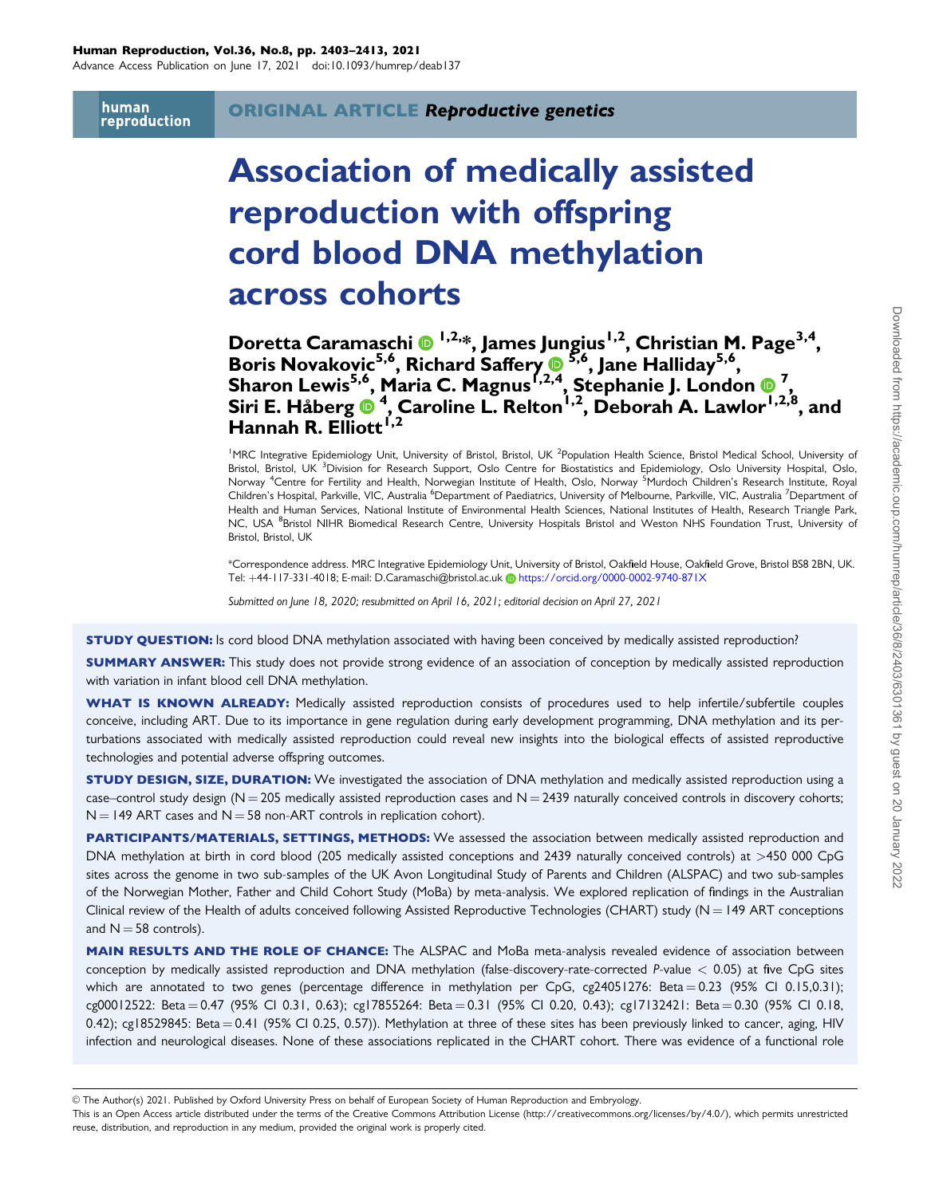**ORIGINAL ARTICLE** ***Reproductive genetics***

# Association of medically assisted reproduction with offspring cord blood DNA methylation across cohorts

**Doretta Caramaschi [1,2,*], James Jungius[1,2], Christian M. Page[3,4], Boris Novakovic[5,6], Richard Saffery[5,6], Jane Halliday[5,6], Sharon Lewis[5,6], Maria C. Magnus[1,2,4], Stephanie J. London[7], Siri E. Håberg[4], Caroline L. Relton[1,2], Deborah A. Lawlor[1,2,8], and Hannah R. Elliott[1,2]**

[1]MRC Integrative Epidemiology Unit, University of Bristol, Bristol, UK [2]Population Health Science, Bristol Medical School, University of Bristol, Bristol, UK [3]Division for Research Support, Oslo Centre for Biostatistics and Epidemiology, Oslo University Hospital, Oslo, Norway [4]Centre for Fertility and Health, Norwegian Institute of Health, Oslo, Norway [5]Murdoch Children's Research Institute, Royal Children's Hospital, Parkville, VIC, Australia [6]Department of Paediatrics, University of Melbourne, Parkville, VIC, Australia [7]Department of Health and Human Services, National Institute of Environmental Health Sciences, National Institutes of Health, Research Triangle Park, NC, USA [8]Bristol NIHR Biomedical Research Centre, University Hospitals Bristol and Weston NHS Foundation Trust, University of Bristol, Bristol, UK

*Correspondence address. MRC Integrative Epidemiology Unit, University of Bristol, Oakfield House, Oakfield Grove, Bristol BS8 2BN, UK. Tel: +44-117-331-4018; E-mail: D.Caramaschi@bristol.ac.uk https://orcid.org/0000-0002-9740-871X

*Submitted on June 18, 2020; resubmitted on April 16, 2021; editorial decision on April 27, 2021*

**STUDY QUESTION:** Is cord blood DNA methylation associated with having been conceived by medically assisted reproduction?

**SUMMARY ANSWER:** This study does not provide strong evidence of an association of conception by medically assisted reproduction with variation in infant blood cell DNA methylation.

**WHAT IS KNOWN ALREADY:** Medically assisted reproduction consists of procedures used to help infertile/subfertile couples conceive, including ART. Due to its importance in gene regulation during early development programming, DNA methylation and its perturbations associated with medically assisted reproduction could reveal new insights into the biological effects of assisted reproductive technologies and potential adverse offspring outcomes.

**STUDY DESIGN, SIZE, DURATION:** We investigated the association of DNA methylation and medically assisted reproduction using a case–control study design (N = 205 medically assisted reproduction cases and N = 2439 naturally conceived controls in discovery cohorts; N = 149 ART cases and N = 58 non-ART controls in replication cohort).

**PARTICIPANTS/MATERIALS, SETTINGS, METHODS:** We assessed the association between medically assisted reproduction and DNA methylation at birth in cord blood (205 medically assisted conceptions and 2439 naturally conceived controls) at >450 000 CpG sites across the genome in two sub-samples of the UK Avon Longitudinal Study of Parents and Children (ALSPAC) and two sub-samples of the Norwegian Mother, Father and Child Cohort Study (MoBa) by meta-analysis. We explored replication of findings in the Australian Clinical review of the Health of adults conceived following Assisted Reproductive Technologies (CHART) study (N = 149 ART conceptions and N = 58 controls).

**MAIN RESULTS AND THE ROLE OF CHANCE:** The ALSPAC and MoBa meta-analysis revealed evidence of association between conception by medically assisted reproduction and DNA methylation (false-discovery-rate-corrected *P*-value < 0.05) at five CpG sites which are annotated to two genes (percentage difference in methylation per CpG, cg24051276: Beta = 0.23 (95% CI 0.15,0.31); cg00012522: Beta = 0.47 (95% CI 0.31, 0.63); cg17855264: Beta = 0.31 (95% CI 0.20, 0.43); cg17132421: Beta = 0.30 (95% CI 0.18, 0.42); cg18529845: Beta = 0.41 (95% CI 0.25, 0.57)). Methylation at three of these sites has been previously linked to cancer, aging, HIV infection and neurological diseases. None of these associations replicated in the CHART cohort. There was evidence of a functional role

© The Author(s) 2021. Published by Oxford University Press on behalf of European Society of Human Reproduction and Embryology.
This is an Open Access article distributed under the terms of the Creative Commons Attribution License (http://creativecommons.org/licenses/by/4.0/), which permits unrestricted reuse, distribution, and reproduction in any medium, provided the original work is properly cited.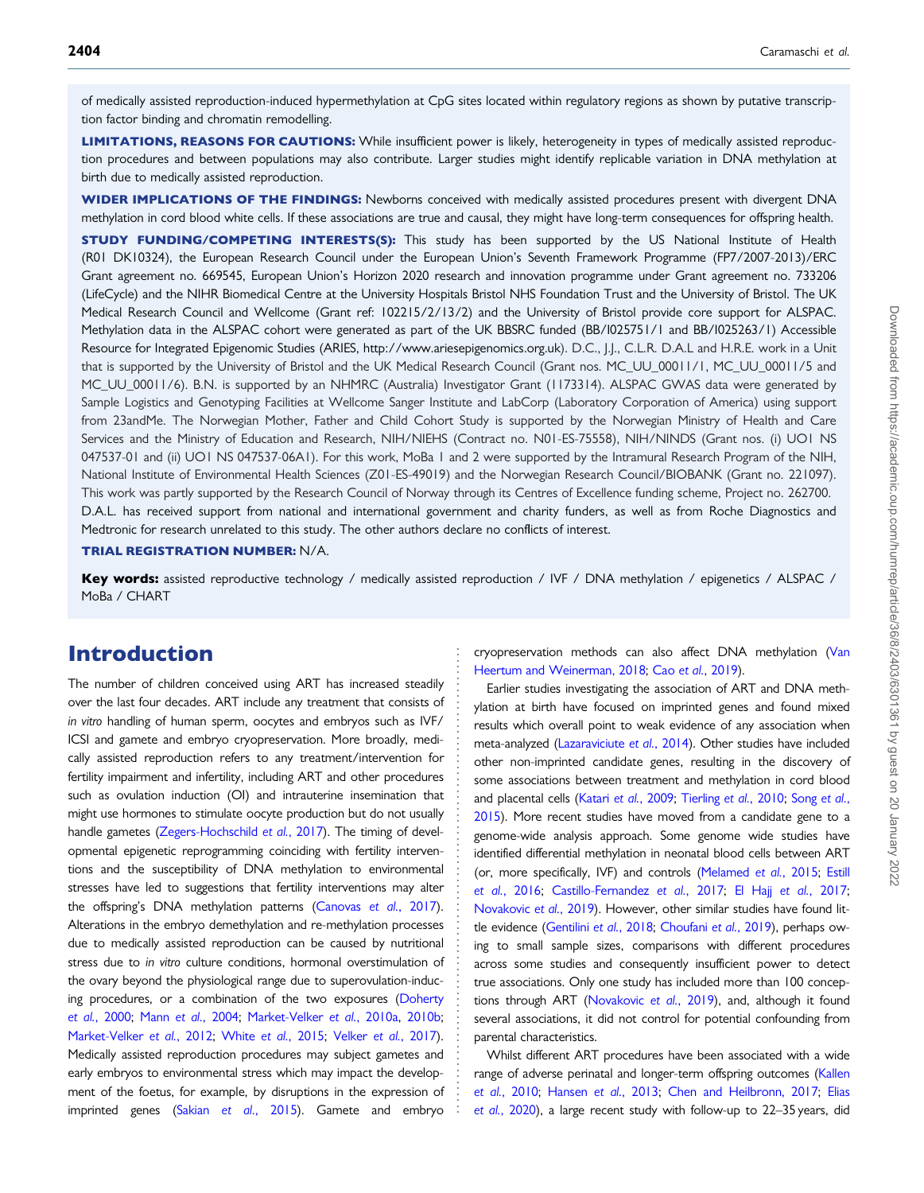of medically assisted reproduction-induced hypermethylation at CpG sites located within regulatory regions as shown by putative transcription factor binding and chromatin remodelling.

**LIMITATIONS, REASONS FOR CAUTIONS:** While insufficient power is likely, heterogeneity in types of medically assisted reproduction procedures and between populations may also contribute. Larger studies might identify replicable variation in DNA methylation at birth due to medically assisted reproduction.

**WIDER IMPLICATIONS OF THE FINDINGS:** Newborns conceived with medically assisted procedures present with divergent DNA methylation in cord blood white cells. If these associations are true and causal, they might have long-term consequences for offspring health.

**STUDY FUNDING/COMPETING INTERESTS(S):** This study has been supported by the US National Institute of Health (R01 DK10324), the European Research Council under the European Union's Seventh Framework Programme (FP7/2007-2013)/ERC Grant agreement no. 669545, European Union's Horizon 2020 research and innovation programme under Grant agreement no. 733206 (LifeCycle) and the NIHR Biomedical Centre at the University Hospitals Bristol NHS Foundation Trust and the University of Bristol. The UK Medical Research Council and Wellcome (Grant ref: 102215/2/13/2) and the University of Bristol provide core support for ALSPAC. Methylation data in the ALSPAC cohort were generated as part of the UK BBSRC funded (BB/I025751/1 and BB/I025263/1) Accessible Resource for Integrated Epigenomic Studies (ARIES, http://www.ariesepigenomics.org.uk). D.C., J.J., C.L.R. D.A.L and H.R.E. work in a Unit that is supported by the University of Bristol and the UK Medical Research Council (Grant nos. MC_UU_00011/1, MC_UU_00011/5 and MC_UU_00011/6). B.N. is supported by an NHMRC (Australia) Investigator Grant (1173314). ALSPAC GWAS data were generated by Sample Logistics and Genotyping Facilities at Wellcome Sanger Institute and LabCorp (Laboratory Corporation of America) using support from 23andMe. The Norwegian Mother, Father and Child Cohort Study is supported by the Norwegian Ministry of Health and Care Services and the Ministry of Education and Research, NIH/NIEHS (Contract no. N01-ES-75558), NIH/NINDS (Grant nos. (i) UO1 NS 047537-01 and (ii) UO1 NS 047537-06A1). For this work, MoBa 1 and 2 were supported by the Intramural Research Program of the NIH, National Institute of Environmental Health Sciences (Z01-ES-49019) and the Norwegian Research Council/BIOBANK (Grant no. 221097). This work was partly supported by the Research Council of Norway through its Centres of Excellence funding scheme, Project no. 262700. D.A.L. has received support from national and international government and charity funders, as well as from Roche Diagnostics and Medtronic for research unrelated to this study. The other authors declare no conflicts of interest.

**TRIAL REGISTRATION NUMBER:** N/A.

**Key words:** assisted reproductive technology / medically assisted reproduction / IVF / DNA methylation / epigenetics / ALSPAC / MoBa / CHART

# Introduction

The number of children conceived using ART has increased steadily over the last four decades. ART include any treatment that consists of *in vitro* handling of human sperm, oocytes and embryos such as IVF/ICSI and gamete and embryo cryopreservation. More broadly, medically assisted reproduction refers to any treatment/intervention for fertility impairment and infertility, including ART and other procedures such as ovulation induction (OI) and intrauterine insemination that might use hormones to stimulate oocyte production but do not usually handle gametes (Zegers-Hochschild *et al.*, 2017). The timing of developmental epigenetic reprogramming coinciding with fertility interventions and the susceptibility of DNA methylation to environmental stresses have led to suggestions that fertility interventions may alter the offspring's DNA methylation patterns (Canovas *et al.*, 2017). Alterations in the embryo demethylation and re-methylation processes due to medically assisted reproduction can be caused by nutritional stress due to *in vitro* culture conditions, hormonal overstimulation of the ovary beyond the physiological range due to superovulation-inducing procedures, or a combination of the two exposures (Doherty *et al.*, 2000; Mann *et al.*, 2004; Market-Velker *et al.*, 2010a, 2010b; Market-Velker *et al.*, 2012; White *et al.*, 2015; Velker *et al.*, 2017). Medically assisted reproduction procedures may subject gametes and early embryos to environmental stress which may impact the development of the foetus, for example, by disruptions in the expression of imprinted genes (Sakian *et al.*, 2015). Gamete and embryo cryopreservation methods can also affect DNA methylation (Van Heertum and Weinerman, 2018; Cao *et al.*, 2019).

Earlier studies investigating the association of ART and DNA methylation at birth have focused on imprinted genes and found mixed results which overall point to weak evidence of any association when meta-analyzed (Lazaraviciute *et al.*, 2014). Other studies have included other non-imprinted candidate genes, resulting in the discovery of some associations between treatment and methylation in cord blood and placental cells (Katari *et al.*, 2009; Tierling *et al.*, 2010; Song *et al.*, 2015). More recent studies have moved from a candidate gene to a genome-wide analysis approach. Some genome wide studies have identified differential methylation in neonatal blood cells between ART (or, more specifically, IVF) and controls (Melamed *et al.*, 2015; Estill *et al.*, 2016; Castillo-Fernandez *et al.*, 2017; El Hajj *et al.*, 2017; Novakovic *et al.*, 2019). However, other similar studies have found little evidence (Gentilini *et al.*, 2018; Choufani *et al.*, 2019), perhaps owing to small sample sizes, comparisons with different procedures across some studies and consequently insufficient power to detect true associations. Only one study has included more than 100 conceptions through ART (Novakovic *et al.*, 2019), and, although it found several associations, it did not control for potential confounding from parental characteristics.

Whilst different ART procedures have been associated with a wide range of adverse perinatal and longer-term offspring outcomes (Kallen *et al.*, 2010; Hansen *et al.*, 2013; Chen and Heilbronn, 2017; Elias *et al.*, 2020), a large recent study with follow-up to 22–35 years, did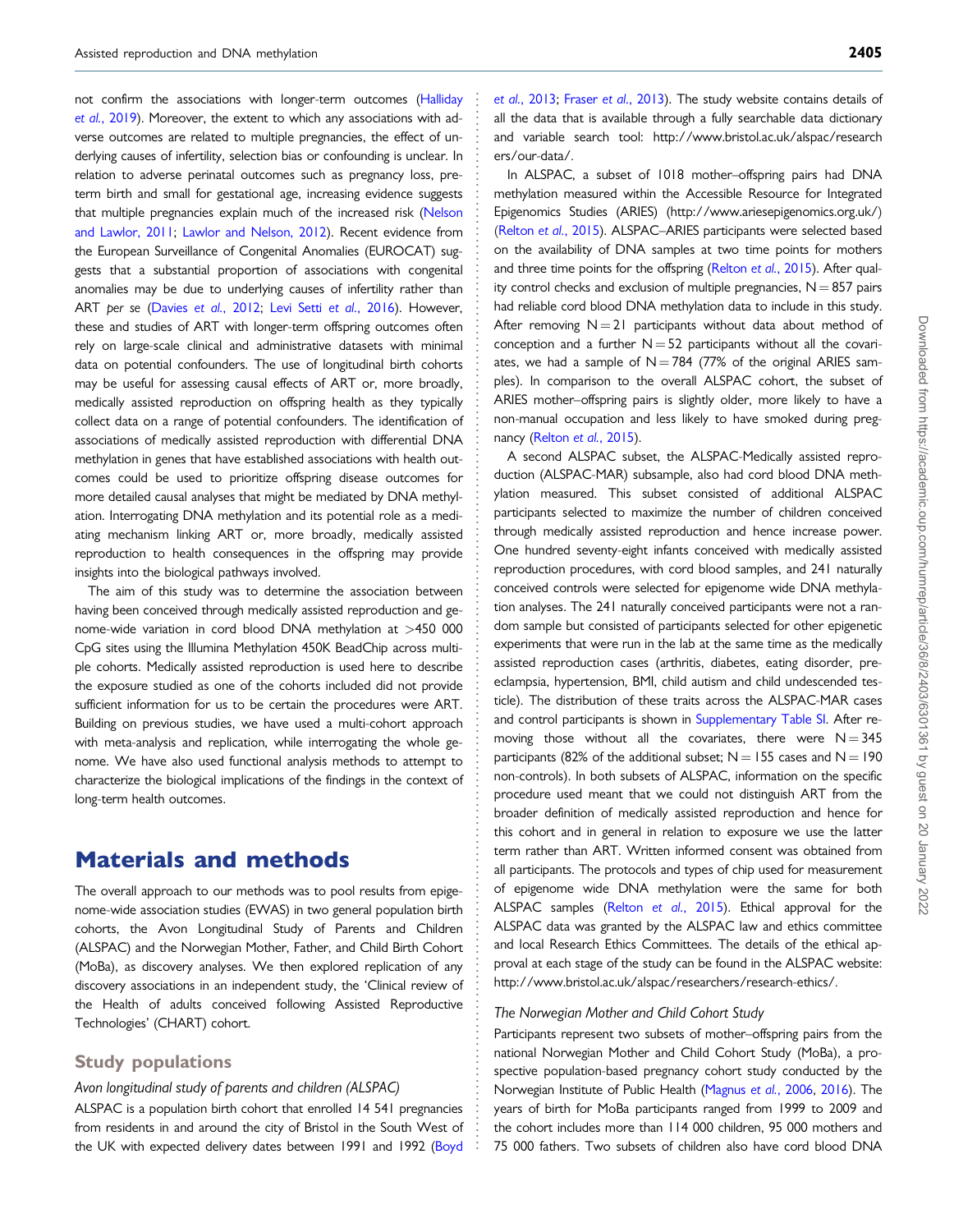not confirm the associations with longer-term outcomes (Halliday et al., 2019). Moreover, the extent to which any associations with adverse outcomes are related to multiple pregnancies, the effect of underlying causes of infertility, selection bias or confounding is unclear. In relation to adverse perinatal outcomes such as pregnancy loss, preterm birth and small for gestational age, increasing evidence suggests that multiple pregnancies explain much of the increased risk (Nelson and Lawlor, 2011; Lawlor and Nelson, 2012). Recent evidence from the European Surveillance of Congenital Anomalies (EUROCAT) suggests that a substantial proportion of associations with congenital anomalies may be due to underlying causes of infertility rather than ART *per se* (Davies et al., 2012; Levi Setti et al., 2016). However, these and studies of ART with longer-term offspring outcomes often rely on large-scale clinical and administrative datasets with minimal data on potential confounders. The use of longitudinal birth cohorts may be useful for assessing causal effects of ART or, more broadly, medically assisted reproduction on offspring health as they typically collect data on a range of potential confounders. The identification of associations of medically assisted reproduction with differential DNA methylation in genes that have established associations with health outcomes could be used to prioritize offspring disease outcomes for more detailed causal analyses that might be mediated by DNA methylation. Interrogating DNA methylation and its potential role as a mediating mechanism linking ART or, more broadly, medically assisted reproduction to health consequences in the offspring may provide insights into the biological pathways involved.

The aim of this study was to determine the association between having been conceived through medically assisted reproduction and genome-wide variation in cord blood DNA methylation at >450 000 CpG sites using the Illumina Methylation 450K BeadChip across multiple cohorts. Medically assisted reproduction is used here to describe the exposure studied as one of the cohorts included did not provide sufficient information for us to be certain the procedures were ART. Building on previous studies, we have used a multi-cohort approach with meta-analysis and replication, while interrogating the whole genome. We have also used functional analysis methods to attempt to characterize the biological implications of the findings in the context of long-term health outcomes.

# Materials and methods

The overall approach to our methods was to pool results from epigenome-wide association studies (EWAS) in two general population birth cohorts, the Avon Longitudinal Study of Parents and Children (ALSPAC) and the Norwegian Mother, Father, and Child Birth Cohort (MoBa), as discovery analyses. We then explored replication of any discovery associations in an independent study, the 'Clinical review of the Health of adults conceived following Assisted Reproductive Technologies' (CHART) cohort.

## Study populations

### *Avon longitudinal study of parents and children (ALSPAC)*

ALSPAC is a population birth cohort that enrolled 14 541 pregnancies from residents in and around the city of Bristol in the South West of the UK with expected delivery dates between 1991 and 1992 (Boyd et al., 2013; Fraser et al., 2013). The study website contains details of all the data that is available through a fully searchable data dictionary and variable search tool: http://www.bristol.ac.uk/alspac/researchers/our-data/.

In ALSPAC, a subset of 1018 mother–offspring pairs had DNA methylation measured within the Accessible Resource for Integrated Epigenomics Studies (ARIES) (http://www.ariesepigenomics.org.uk/) (Relton et al., 2015). ALSPAC–ARIES participants were selected based on the availability of DNA samples at two time points for mothers and three time points for the offspring (Relton et al., 2015). After quality control checks and exclusion of multiple pregnancies, N = 857 pairs had reliable cord blood DNA methylation data to include in this study. After removing N = 21 participants without data about method of conception and a further N = 52 participants without all the covariates, we had a sample of N = 784 (77% of the original ARIES samples). In comparison to the overall ALSPAC cohort, the subset of ARIES mother–offspring pairs is slightly older, more likely to have a non-manual occupation and less likely to have smoked during pregnancy (Relton et al., 2015).

A second ALSPAC subset, the ALSPAC-Medically assisted reproduction (ALSPAC-MAR) subsample, also had cord blood DNA methylation measured. This subset consisted of additional ALSPAC participants selected to maximize the number of children conceived through medically assisted reproduction and hence increase power. One hundred seventy-eight infants conceived with medically assisted reproduction procedures, with cord blood samples, and 241 naturally conceived controls were selected for epigenome wide DNA methylation analyses. The 241 naturally conceived participants were not a random sample but consisted of participants selected for other epigenetic experiments that were run in the lab at the same time as the medically assisted reproduction cases (arthritis, diabetes, eating disorder, pre-eclampsia, hypertension, BMI, child autism and child undescended testicle). The distribution of these traits across the ALSPAC-MAR cases and control participants is shown in Supplementary Table SI. After removing those without all the covariates, there were N = 345 participants (82% of the additional subset; N = 155 cases and N = 190 non-controls). In both subsets of ALSPAC, information on the specific procedure used meant that we could not distinguish ART from the broader definition of medically assisted reproduction and hence for this cohort and in general in relation to exposure we use the latter term rather than ART. Written informed consent was obtained from all participants. The protocols and types of chip used for measurement of epigenome wide DNA methylation were the same for both ALSPAC samples (Relton et al., 2015). Ethical approval for the ALSPAC data was granted by the ALSPAC law and ethics committee and local Research Ethics Committees. The details of the ethical approval at each stage of the study can be found in the ALSPAC website: http://www.bristol.ac.uk/alspac/researchers/research-ethics/.

### *The Norwegian Mother and Child Cohort Study*

Participants represent two subsets of mother–offspring pairs from the national Norwegian Mother and Child Cohort Study (MoBa), a prospective population-based pregnancy cohort study conducted by the Norwegian Institute of Public Health (Magnus et al., 2006, 2016). The years of birth for MoBa participants ranged from 1999 to 2009 and the cohort includes more than 114 000 children, 95 000 mothers and 75 000 fathers. Two subsets of children also have cord blood DNA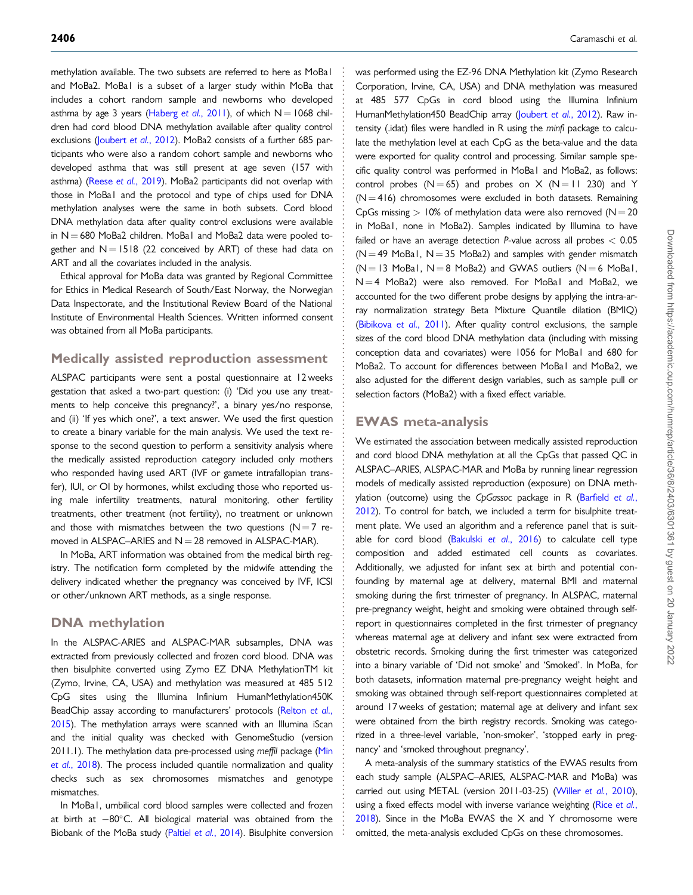methylation available. The two subsets are referred to here as MoBa1 and MoBa2. MoBa1 is a subset of a larger study within MoBa that includes a cohort random sample and newborns who developed asthma by age 3 years (Haberg *et al.*, 2011), of which N = 1068 children had cord blood DNA methylation available after quality control exclusions (Joubert *et al.*, 2012). MoBa2 consists of a further 685 participants who were also a random cohort sample and newborns who developed asthma that was still present at age seven (157 with asthma) (Reese *et al.*, 2019). MoBa2 participants did not overlap with those in MoBa1 and the protocol and type of chips used for DNA methylation analyses were the same in both subsets. Cord blood DNA methylation data after quality control exclusions were available in N = 680 MoBa2 children. MoBa1 and MoBa2 data were pooled together and N = 1518 (22 conceived by ART) of these had data on ART and all the covariates included in the analysis.

Ethical approval for MoBa data was granted by Regional Committee for Ethics in Medical Research of South/East Norway, the Norwegian Data Inspectorate, and the Institutional Review Board of the National Institute of Environmental Health Sciences. Written informed consent was obtained from all MoBa participants.

## Medically assisted reproduction assessment

ALSPAC participants were sent a postal questionnaire at 12 weeks gestation that asked a two-part question: (i) 'Did you use any treatments to help conceive this pregnancy?', a binary yes/no response, and (ii) 'If yes which one?', a text answer. We used the first question to create a binary variable for the main analysis. We used the text response to the second question to perform a sensitivity analysis where the medically assisted reproduction category included only mothers who responded having used ART (IVF or gamete intrafallopian transfer), IUI, or OI by hormones, whilst excluding those who reported using male infertility treatments, natural monitoring, other fertility treatments, other treatment (not fertility), no treatment or unknown and those with mismatches between the two questions (N = 7 removed in ALSPAC–ARIES and N = 28 removed in ALSPAC-MAR).

In MoBa, ART information was obtained from the medical birth registry. The notification form completed by the midwife attending the delivery indicated whether the pregnancy was conceived by IVF, ICSI or other/unknown ART methods, as a single response.

## DNA methylation

In the ALSPAC-ARIES and ALSPAC-MAR subsamples, DNA was extracted from previously collected and frozen cord blood. DNA was then bisulphite converted using Zymo EZ DNA MethylationTM kit (Zymo, Irvine, CA, USA) and methylation was measured at 485 512 CpG sites using the Illumina Infinium HumanMethylation450K BeadChip assay according to manufacturers' protocols (Relton *et al.*, 2015). The methylation arrays were scanned with an Illumina iScan and the initial quality was checked with GenomeStudio (version 2011.1). The methylation data pre-processed using *meffil* package (Min *et al.*, 2018). The process included quantile normalization and quality checks such as sex chromosomes mismatches and genotype mismatches.

In MoBa1, umbilical cord blood samples were collected and frozen at birth at −80°C. All biological material was obtained from the Biobank of the MoBa study (Paltiel *et al.*, 2014). Bisulphite conversion was performed using the EZ-96 DNA Methylation kit (Zymo Research Corporation, Irvine, CA, USA) and DNA methylation was measured at 485 577 CpGs in cord blood using the Illumina Infinium HumanMethylation450 BeadChip array (Joubert *et al.*, 2012). Raw intensity (.idat) files were handled in R using the *minfi* package to calculate the methylation level at each CpG as the beta-value and the data were exported for quality control and processing. Similar sample specific quality control was performed in MoBa1 and MoBa2, as follows: control probes (N = 65) and probes on X (N = 11 230) and Y (N = 416) chromosomes were excluded in both datasets. Remaining CpGs missing > 10% of methylation data were also removed (N = 20 in MoBa1, none in MoBa2). Samples indicated by Illumina to have failed or have an average detection *P*-value across all probes < 0.05 (N = 49 MoBa1, N = 35 MoBa2) and samples with gender mismatch (N = 13 MoBa1, N = 8 MoBa2) and GWAS outliers (N = 6 MoBa1, N = 4 MoBa2) were also removed. For MoBa1 and MoBa2, we accounted for the two different probe designs by applying the intra-array normalization strategy Beta Mixture Quantile dilation (BMIQ) (Bibikova *et al.*, 2011). After quality control exclusions, the sample sizes of the cord blood DNA methylation data (including with missing conception data and covariates) were 1056 for MoBa1 and 680 for MoBa2. To account for differences between MoBa1 and MoBa2, we also adjusted for the different design variables, such as sample pull or selection factors (MoBa2) with a fixed effect variable.

## EWAS meta-analysis

We estimated the association between medically assisted reproduction and cord blood DNA methylation at all the CpGs that passed QC in ALSPAC–ARIES, ALSPAC-MAR and MoBa by running linear regression models of medically assisted reproduction (exposure) on DNA methylation (outcome) using the *CpGassoc* package in R (Barfield *et al.*, 2012). To control for batch, we included a term for bisulphite treatment plate. We used an algorithm and a reference panel that is suitable for cord blood (Bakulski *et al.*, 2016) to calculate cell type composition and added estimated cell counts as covariates. Additionally, we adjusted for infant sex at birth and potential confounding by maternal age at delivery, maternal BMI and maternal smoking during the first trimester of pregnancy. In ALSPAC, maternal pre-pregnancy weight, height and smoking were obtained through self-report in questionnaires completed in the first trimester of pregnancy whereas maternal age at delivery and infant sex were extracted from obstetric records. Smoking during the first trimester was categorized into a binary variable of 'Did not smoke' and 'Smoked'. In MoBa, for both datasets, information maternal pre-pregnancy weight height and smoking was obtained through self-report questionnaires completed at around 17 weeks of gestation; maternal age at delivery and infant sex were obtained from the birth registry records. Smoking was categorized in a three-level variable, 'non-smoker', 'stopped early in pregnancy' and 'smoked throughout pregnancy'.

A meta-analysis of the summary statistics of the EWAS results from each study sample (ALSPAC–ARIES, ALSPAC-MAR and MoBa) was carried out using METAL (version 2011-03-25) (Willer *et al.*, 2010), using a fixed effects model with inverse variance weighting (Rice *et al.*, 2018). Since in the MoBa EWAS the X and Y chromosome were omitted, the meta-analysis excluded CpGs on these chromosomes.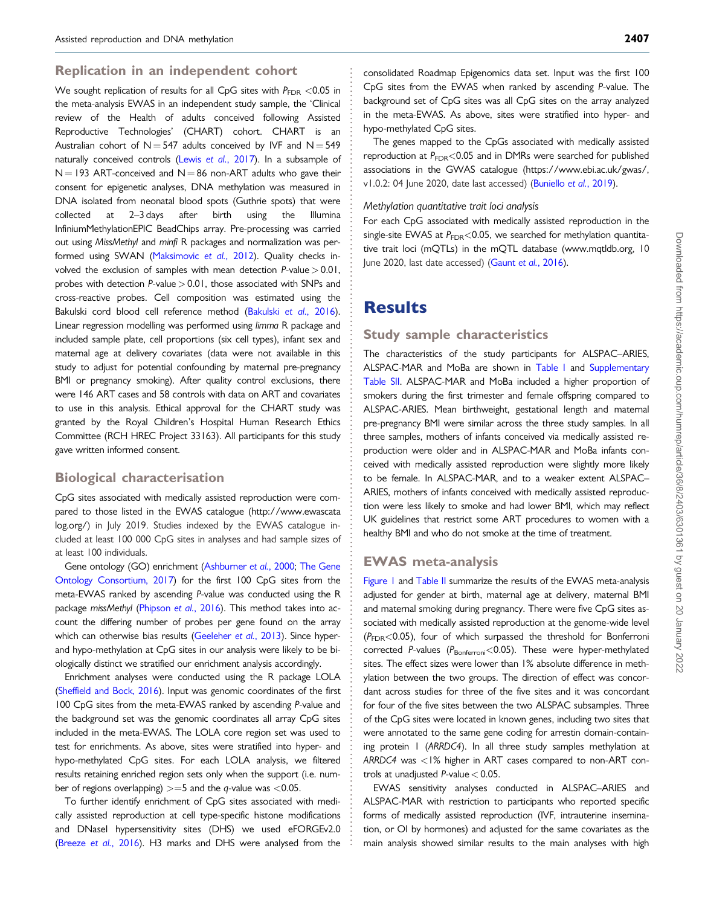## Replication in an independent cohort

We sought replication of results for all CpG sites with $P_{FDR} < 0.05$ in the meta-analysis EWAS in an independent study sample, the 'Clinical review of the Health of adults conceived following Assisted Reproductive Technologies' (CHART) cohort. CHART is an Australian cohort of N = 547 adults conceived by IVF and N = 549 naturally conceived controls (Lewis et al., 2017). In a subsample of N = 193 ART-conceived and N = 86 non-ART adults who gave their consent for epigenetic analyses, DNA methylation was measured in DNA isolated from neonatal blood spots (Guthrie spots) that were collected at 2–3 days after birth using the Illumina InfiniumMethylationEPIC BeadChips array. Pre-processing was carried out using *MissMethyl* and *minfi* R packages and normalization was performed using SWAN (Maksimovic et al., 2012). Quality checks involved the exclusion of samples with mean detection P-value > 0.01, probes with detection P-value > 0.01, those associated with SNPs and cross-reactive probes. Cell composition was estimated using the Bakulski cord blood cell reference method (Bakulski et al., 2016). Linear regression modelling was performed using *limma* R package and included sample plate, cell proportions (six cell types), infant sex and maternal age at delivery covariates (data were not available in this study to adjust for potential confounding by maternal pre-pregnancy BMI or pregnancy smoking). After quality control exclusions, there were 146 ART cases and 58 controls with data on ART and covariates to use in this analysis. Ethical approval for the CHART study was granted by the Royal Children's Hospital Human Research Ethics Committee (RCH HREC Project 33163). All participants for this study gave written informed consent.

## Biological characterisation

CpG sites associated with medically assisted reproduction were compared to those listed in the EWAS catalogue (http://www.ewascatalog.org/) in July 2019. Studies indexed by the EWAS catalogue included at least 100 000 CpG sites in analyses and had sample sizes of at least 100 individuals.

Gene ontology (GO) enrichment (Ashburner et al., 2000; The Gene Ontology Consortium, 2017) for the first 100 CpG sites from the meta-EWAS ranked by ascending P-value was conducted using the R package *missMethyl* (Phipson et al., 2016). This method takes into account the differing number of probes per gene found on the array which can otherwise bias results (Geeleher et al., 2013). Since hyper- and hypo-methylation at CpG sites in our analysis were likely to be biologically distinct we stratified our enrichment analysis accordingly.

Enrichment analyses were conducted using the R package LOLA (Sheffield and Bock, 2016). Input was genomic coordinates of the first 100 CpG sites from the meta-EWAS ranked by ascending P-value and the background set was the genomic coordinates all array CpG sites included in the meta-EWAS. The LOLA core region set was used to test for enrichments. As above, sites were stratified into hyper- and hypo-methylated CpG sites. For each LOLA analysis, we filtered results retaining enriched region sets only when the support (i.e. number of regions overlapping) >=5 and the q-value was <0.05.

To further identify enrichment of CpG sites associated with medically assisted reproduction at cell type-specific histone modifications and DNaseI hypersensitivity sites (DHS) we used eFORGEv2.0 (Breeze et al., 2016). H3 marks and DHS were analysed from the consolidated Roadmap Epigenomics data set. Input was the first 100 CpG sites from the EWAS when ranked by ascending P-value. The background set of CpG sites was all CpG sites on the array analyzed in the meta-EWAS. As above, sites were stratified into hyper- and hypo-methylated CpG sites.

The genes mapped to the CpGs associated with medically assisted reproduction at $P_{FDR}<0.05$ and in DMRs were searched for published associations in the GWAS catalogue (https://www.ebi.ac.uk/gwas/, v1.0.2: 04 June 2020, date last accessed) (Buniello et al., 2019).

### Methylation quantitative trait loci analysis

For each CpG associated with medically assisted reproduction in the single-site EWAS at $P_{FDR}<0.05$, we searched for methylation quantitative trait loci (mQTLs) in the mQTL database (www.mqtldb.org, 10 June 2020, last date accessed) (Gaunt et al., 2016).

# Results

## Study sample characteristics

The characteristics of the study participants for ALSPAC–ARIES, ALSPAC-MAR and MoBa are shown in Table I and Supplementary Table SII. ALSPAC-MAR and MoBa included a higher proportion of smokers during the first trimester and female offspring compared to ALSPAC-ARIES. Mean birthweight, gestational length and maternal pre-pregnancy BMI were similar across the three study samples. In all three samples, mothers of infants conceived via medically assisted reproduction were older and in ALSPAC-MAR and MoBa infants conceived with medically assisted reproduction were slightly more likely to be female. In ALSPAC-MAR, and to a weaker extent ALSPAC–ARIES, mothers of infants conceived with medically assisted reproduction were less likely to smoke and had lower BMI, which may reflect UK guidelines that restrict some ART procedures to women with a healthy BMI and who do not smoke at the time of treatment.

## EWAS meta-analysis

Figure 1 and Table II summarize the results of the EWAS meta-analysis adjusted for gender at birth, maternal age at delivery, maternal BMI and maternal smoking during pregnancy. There were five CpG sites associated with medically assisted reproduction at the genome-wide level ($P_{FDR}<0.05$), four of which surpassed the threshold for Bonferroni corrected P-values ($P_{Bonferroni}<0.05$). These were hyper-methylated sites. The effect sizes were lower than 1% absolute difference in methylation between the two groups. The direction of effect was concordant across studies for three of the five sites and it was concordant for four of the five sites between the two ALSPAC subsamples. Three of the CpG sites were located in known genes, including two sites that were annotated to the same gene coding for arrestin domain-containing protein 1 (*ARRDC4*). In all three study samples methylation at *ARRDC4* was <1% higher in ART cases compared to non-ART controls at unadjusted P-value < 0.05.

EWAS sensitivity analyses conducted in ALSPAC–ARIES and ALSPAC-MAR with restriction to participants who reported specific forms of medically assisted reproduction (IVF, intrauterine insemination, or OI by hormones) and adjusted for the same covariates as the main analysis showed similar results to the main analyses with high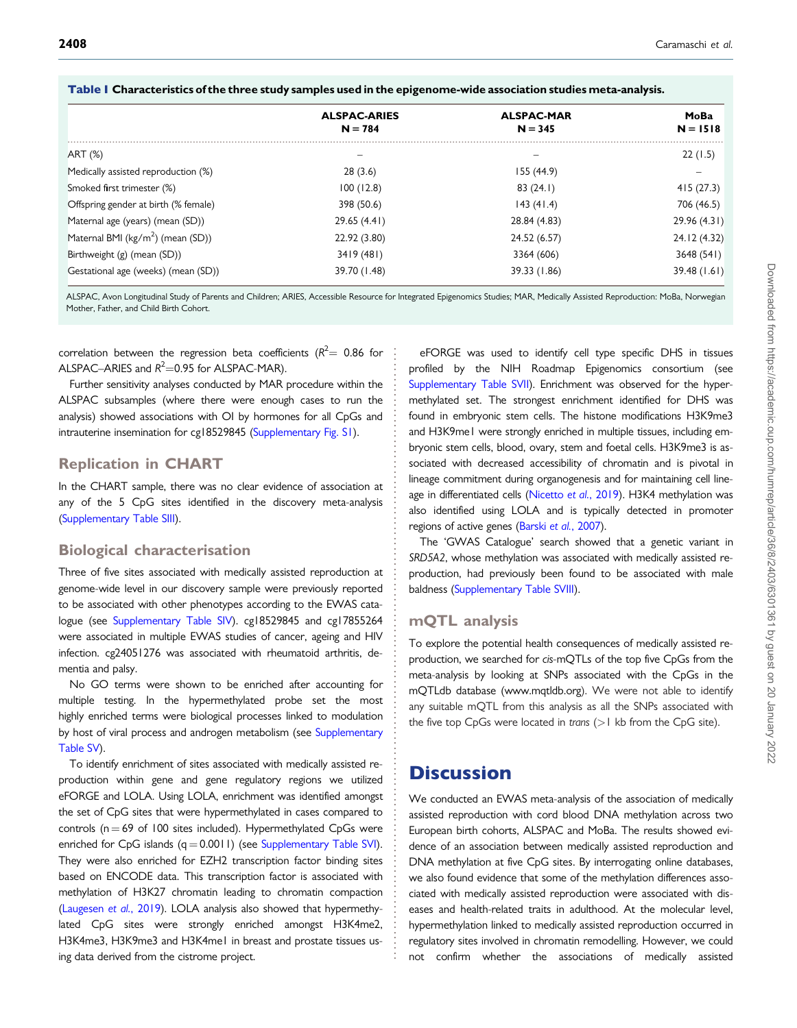**Table 1 Characteristics of the three study samples used in the epigenome-wide association studies meta-analysis.**

| | ALSPAC-ARIES N = 784 | ALSPAC-MAR N = 345 | MoBa N = 1518 |
|---|---|---|---|
| ART (%) | – | – | 22 (1.5) |
| Medically assisted reproduction (%) | 28 (3.6) | 155 (44.9) | – |
| Smoked first trimester (%) | 100 (12.8) | 83 (24.1) | 415 (27.3) |
| Offspring gender at birth (% female) | 398 (50.6) | 143 (41.4) | 706 (46.5) |
| Maternal age (years) (mean (SD)) | 29.65 (4.41) | 28.84 (4.83) | 29.96 (4.31) |
| Maternal BMI (kg/m$^2$) (mean (SD)) | 22.92 (3.80) | 24.52 (6.57) | 24.12 (4.32) |
| Birthweight (g) (mean (SD)) | 3419 (481) | 3364 (606) | 3648 (541) |
| Gestational age (weeks) (mean (SD)) | 39.70 (1.48) | 39.33 (1.86) | 39.48 (1.61) |

ALSPAC, Avon Longitudinal Study of Parents and Children; ARIES, Accessible Resource for Integrated Epigenomics Studies; MAR, Medically Assisted Reproduction: MoBa, Norwegian Mother, Father, and Child Birth Cohort.

correlation between the regression beta coefficients ($R^2$= 0.86 for ALSPAC–ARIES and $R^2$=0.95 for ALSPAC-MAR).

Further sensitivity analyses conducted by MAR procedure within the ALSPAC subsamples (where there were enough cases to run the analysis) showed associations with OI by hormones for all CpGs and intrauterine insemination for cg18529845 (Supplementary Fig. S1).

## Replication in CHART

In the CHART sample, there was no clear evidence of association at any of the 5 CpG sites identified in the discovery meta-analysis (Supplementary Table SIII).

## Biological characterisation

Three of five sites associated with medically assisted reproduction at genome-wide level in our discovery sample were previously reported to be associated with other phenotypes according to the EWAS catalogue (see Supplementary Table SIV). cg18529845 and cg17855264 were associated in multiple EWAS studies of cancer, ageing and HIV infection. cg24051276 was associated with rheumatoid arthritis, dementia and palsy.

No GO terms were shown to be enriched after accounting for multiple testing. In the hypermethylated probe set the most highly enriched terms were biological processes linked to modulation by host of viral process and androgen metabolism (see Supplementary Table SV).

To identify enrichment of sites associated with medically assisted reproduction within gene and gene regulatory regions we utilized eFORGE and LOLA. Using LOLA, enrichment was identified amongst the set of CpG sites that were hypermethylated in cases compared to controls (n = 69 of 100 sites included). Hypermethylated CpGs were enriched for CpG islands (q = 0.0011) (see Supplementary Table SVI). They were also enriched for EZH2 transcription factor binding sites based on ENCODE data. This transcription factor is associated with methylation of H3K27 chromatin leading to chromatin compaction (Laugesen *et al.*, 2019). LOLA analysis also showed that hypermethylated CpG sites were strongly enriched amongst H3K4me2, H3K4me3, H3K9me3 and H3K4me1 in breast and prostate tissues using data derived from the cistrome project.

eFORGE was used to identify cell type specific DHS in tissues profiled by the NIH Roadmap Epigenomics consortium (see Supplementary Table SVII). Enrichment was observed for the hypermethylated set. The strongest enrichment identified for DHS was found in embryonic stem cells. The histone modifications H3K9me3 and H3K9me1 were strongly enriched in multiple tissues, including embryonic stem cells, blood, ovary, stem and foetal cells. H3K9me3 is associated with decreased accessibility of chromatin and is pivotal in lineage commitment during organogenesis and for maintaining cell lineage in differentiated cells (Nicetto *et al.*, 2019). H3K4 methylation was also identified using LOLA and is typically detected in promoter regions of active genes (Barski *et al.*, 2007).

The 'GWAS Catalogue' search showed that a genetic variant in *SRD5A2*, whose methylation was associated with medically assisted reproduction, had previously been found to be associated with male baldness (Supplementary Table SVIII).

## mQTL analysis

To explore the potential health consequences of medically assisted reproduction, we searched for *cis*-mQTLs of the top five CpGs from the meta-analysis by looking at SNPs associated with the CpGs in the mQTLdb database (www.mqtldb.org). We were not able to identify any suitable mQTL from this analysis as all the SNPs associated with the five top CpGs were located in *trans* (>1 kb from the CpG site).

# Discussion

We conducted an EWAS meta-analysis of the association of medically assisted reproduction with cord blood DNA methylation across two European birth cohorts, ALSPAC and MoBa. The results showed evidence of an association between medically assisted reproduction and DNA methylation at five CpG sites. By interrogating online databases, we also found evidence that some of the methylation differences associated with medically assisted reproduction were associated with diseases and health-related traits in adulthood. At the molecular level, hypermethylation linked to medically assisted reproduction occurred in regulatory sites involved in chromatin remodelling. However, we could not confirm whether the associations of medically assisted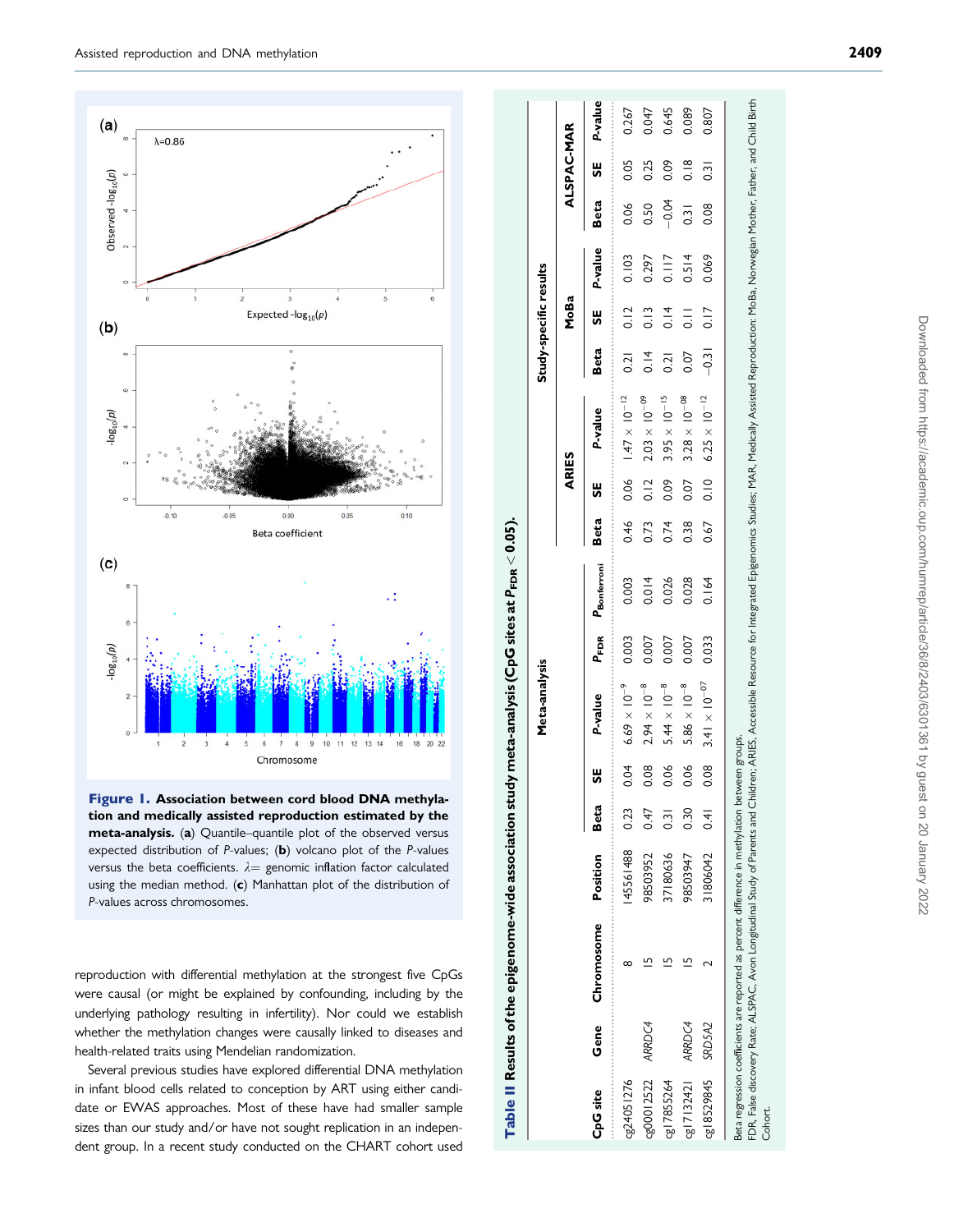Figure 1. **Association between cord blood DNA methylation and medically assisted reproduction estimated by the meta-analysis.** (**a**) Quantile–quantile plot of the observed versus expected distribution of *P*-values; (**b**) volcano plot of the *P*-values versus the beta coefficients. $\lambda$= genomic inflation factor calculated using the median method. (**c**) Manhattan plot of the distribution of *P*-values across chromosomes.

reproduction with differential methylation at the strongest five CpGs were causal (or might be explained by confounding, including by the underlying pathology resulting in infertility). Nor could we establish whether the methylation changes were causally linked to diseases and health-related traits using Mendelian randomization.

Several previous studies have explored differential DNA methylation in infant blood cells related to conception by ART using either candidate or EWAS approaches. Most of these have had smaller sample sizes than our study and/or have not sought replication in an independent group. In a recent study conducted on the CHART cohort used

**Table II Results of the epigenome-wide association study meta-analysis (CpG sites at $P_{FDR} < 0.05$).**

| CpG site | Gene | Chromosome | Position | Meta-analysis | | | | | Study-specific results | | | | | | | | |
|---|---|---|---|---|---|---|---|---|---|---|---|---|---|---|---|---|---|
| | | | | | | | | | ARIES | | | MoBa | | | ALSPAC-MAR | | |
| | | | | Beta | SE | *P*-value | $P_{FDR}$ | $P_{Bonferroni}$ | Beta | SE | *P*-value | Beta | SE | *P*-value | Beta | SE | *P*-value |
| cg24051276 | | 8 | 145561488 | 0.23 | 0.04 | $6.69 \times 10^{-9}$ | 0.003 | 0.003 | 0.46 | 0.06 | $1.47 \times 10^{-12}$ | 0.21 | 0.12 | 0.103 | 0.06 | 0.05 | 0.267 |
| cg00012522 | *ARRDC4* | 15 | 98503952 | 0.47 | 0.08 | $2.94 \times 10^{-8}$ | 0.007 | 0.014 | 0.73 | 0.12 | $2.03 \times 10^{-09}$ | 0.14 | 0.13 | 0.297 | 0.50 | 0.25 | 0.047 |
| cg17855264 | | 15 | 37180636 | 0.31 | 0.06 | $5.44 \times 10^{-8}$ | 0.007 | 0.026 | 0.74 | 0.09 | $3.95 \times 10^{-15}$ | 0.21 | 0.14 | 0.117 | −0.04 | 0.09 | 0.645 |
| cg17132421 | *ARRDC4* | 15 | 98503947 | 0.30 | 0.06 | $5.86 \times 10^{-8}$ | 0.007 | 0.028 | 0.38 | 0.07 | $3.28 \times 10^{-08}$ | 0.07 | 0.11 | 0.514 | 0.31 | 0.18 | 0.089 |
| cg18529845 | *SRD5A2* | 2 | 31806042 | 0.41 | 0.08 | $3.41 \times 10^{-07}$ | 0.033 | 0.164 | 0.67 | 0.10 | $6.25 \times 10^{-12}$ | −0.31 | 0.17 | 0.069 | 0.08 | 0.31 | 0.807 |

Beta regression coefficients are reported as percent difference in methylation between groups.
FDR, False discovery Rate; ALSPAC, Avon Longitudinal Study of Parents and Children; ARIES, Accessible Resource for Integrated Epigenomics Studies; MAR, Medically Assisted Reproduction; MoBa, Norwegian Mother, Father, and Child Birth Cohort.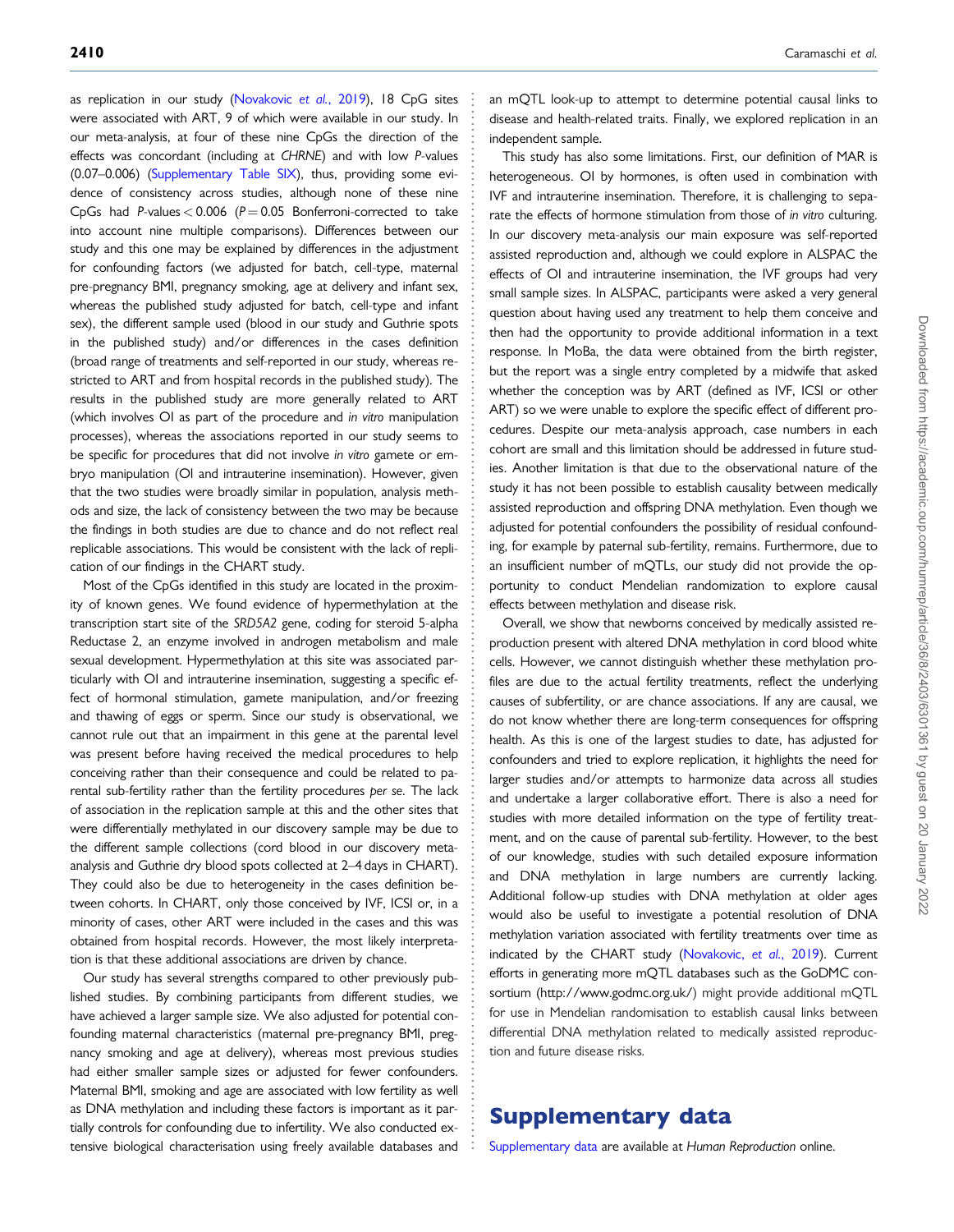as replication in our study (Novakovic *et al.*, 2019), 18 CpG sites were associated with ART, 9 of which were available in our study. In our meta-analysis, at four of these nine CpGs the direction of the effects was concordant (including at *CHRNE*) and with low *P*-values (0.07–0.006) (Supplementary Table SIX), thus, providing some evidence of consistency across studies, although none of these nine CpGs had *P*-values < 0.006 (*P* = 0.05 Bonferroni-corrected to take into account nine multiple comparisons). Differences between our study and this one may be explained by differences in the adjustment for confounding factors (we adjusted for batch, cell-type, maternal pre-pregnancy BMI, pregnancy smoking, age at delivery and infant sex, whereas the published study adjusted for batch, cell-type and infant sex), the different sample used (blood in our study and Guthrie spots in the published study) and/or differences in the cases definition (broad range of treatments and self-reported in our study, whereas restricted to ART and from hospital records in the published study). The results in the published study are more generally related to ART (which involves OI as part of the procedure and *in vitro* manipulation processes), whereas the associations reported in our study seems to be specific for procedures that did not involve *in vitro* gamete or embryo manipulation (OI and intrauterine insemination). However, given that the two studies were broadly similar in population, analysis methods and size, the lack of consistency between the two may be because the findings in both studies are due to chance and do not reflect real replicable associations. This would be consistent with the lack of replication of our findings in the CHART study.

Most of the CpGs identified in this study are located in the proximity of known genes. We found evidence of hypermethylation at the transcription start site of the *SRD5A2* gene, coding for steroid 5-alpha Reductase 2, an enzyme involved in androgen metabolism and male sexual development. Hypermethylation at this site was associated particularly with OI and intrauterine insemination, suggesting a specific effect of hormonal stimulation, gamete manipulation, and/or freezing and thawing of eggs or sperm. Since our study is observational, we cannot rule out that an impairment in this gene at the parental level was present before having received the medical procedures to help conceiving rather than their consequence and could be related to parental sub-fertility rather than the fertility procedures *per se*. The lack of association in the replication sample at this and the other sites that were differentially methylated in our discovery sample may be due to the different sample collections (cord blood in our discovery meta-analysis and Guthrie dry blood spots collected at 2–4 days in CHART). They could also be due to heterogeneity in the cases definition between cohorts. In CHART, only those conceived by IVF, ICSI or, in a minority of cases, other ART were included in the cases and this was obtained from hospital records. However, the most likely interpretation is that these additional associations are driven by chance.

Our study has several strengths compared to other previously published studies. By combining participants from different studies, we have achieved a larger sample size. We also adjusted for potential confounding maternal characteristics (maternal pre-pregnancy BMI, pregnancy smoking and age at delivery), whereas most previous studies had either smaller sample sizes or adjusted for fewer confounders. Maternal BMI, smoking and age are associated with low fertility as well as DNA methylation and including these factors is important as it partially controls for confounding due to infertility. We also conducted extensive biological characterisation using freely available databases and an mQTL look-up to attempt to determine potential causal links to disease and health-related traits. Finally, we explored replication in an independent sample.

This study has also some limitations. First, our definition of MAR is heterogeneous. OI by hormones, is often used in combination with IVF and intrauterine insemination. Therefore, it is challenging to separate the effects of hormone stimulation from those of *in vitro* culturing. In our discovery meta-analysis our main exposure was self-reported assisted reproduction and, although we could explore in ALSPAC the effects of OI and intrauterine insemination, the IVF groups had very small sample sizes. In ALSPAC, participants were asked a very general question about having used any treatment to help them conceive and then had the opportunity to provide additional information in a text response. In MoBa, the data were obtained from the birth register, but the report was a single entry completed by a midwife that asked whether the conception was by ART (defined as IVF, ICSI or other ART) so we were unable to explore the specific effect of different procedures. Despite our meta-analysis approach, case numbers in each cohort are small and this limitation should be addressed in future studies. Another limitation is that due to the observational nature of the study it has not been possible to establish causality between medically assisted reproduction and offspring DNA methylation. Even though we adjusted for potential confounders the possibility of residual confounding, for example by paternal sub-fertility, remains. Furthermore, due to an insufficient number of mQTLs, our study did not provide the opportunity to conduct Mendelian randomization to explore causal effects between methylation and disease risk.

Overall, we show that newborns conceived by medically assisted reproduction present with altered DNA methylation in cord blood white cells. However, we cannot distinguish whether these methylation profiles are due to the actual fertility treatments, reflect the underlying causes of subfertility, or are chance associations. If any are causal, we do not know whether there are long-term consequences for offspring health. As this is one of the largest studies to date, has adjusted for confounders and tried to explore replication, it highlights the need for larger studies and/or attempts to harmonize data across all studies and undertake a larger collaborative effort. There is also a need for studies with more detailed information on the type of fertility treatment, and on the cause of parental sub-fertility. However, to the best of our knowledge, studies with such detailed exposure information and DNA methylation in large numbers are currently lacking. Additional follow-up studies with DNA methylation at older ages would also be useful to investigate a potential resolution of DNA methylation variation associated with fertility treatments over time as indicated by the CHART study (Novakovic, *et al.*, 2019). Current efforts in generating more mQTL databases such as the GoDMC consortium (http://www.godmc.org.uk/) might provide additional mQTL for use in Mendelian randomisation to establish causal links between differential DNA methylation related to medically assisted reproduction and future disease risks.

# Supplementary data

Supplementary data are available at *Human Reproduction* online.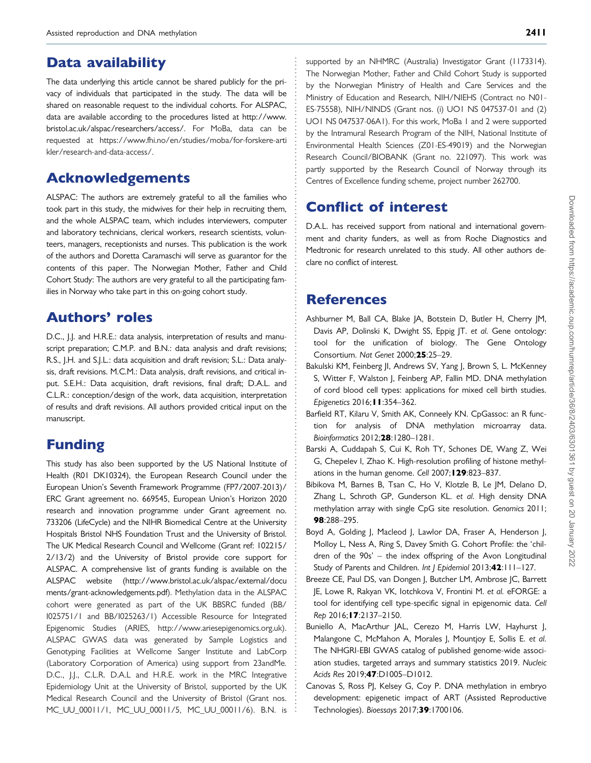## Data availability

The data underlying this article cannot be shared publicly for the privacy of individuals that participated in the study. The data will be shared on reasonable request to the individual cohorts. For ALSPAC, data are available according to the procedures listed at http://www.bristol.ac.uk/alspac/researchers/access/. For MoBa, data can be requested at https://www.fhi.no/en/studies/moba/for-forskere-artikler/research-and-data-access/.

## Acknowledgements

ALSPAC: The authors are extremely grateful to all the families who took part in this study, the midwives for their help in recruiting them, and the whole ALSPAC team, which includes interviewers, computer and laboratory technicians, clerical workers, research scientists, volunteers, managers, receptionists and nurses. This publication is the work of the authors and Doretta Caramaschi will serve as guarantor for the contents of this paper. The Norwegian Mother, Father and Child Cohort Study: The authors are very grateful to all the participating families in Norway who take part in this on-going cohort study.

## Authors' roles

D.C., J.J. and H.R.E.: data analysis, interpretation of results and manuscript preparation; C.M.P. and B.N.: data analysis and draft revisions; R.S., J.H. and S.J.L.: data acquisition and draft revision; S.L.: Data analysis, draft revisions. M.C.M.: Data analysis, draft revisions, and critical input. S.E.H.: Data acquisition, draft revisions, final draft; D.A.L. and C.L.R.: conception/design of the work, data acquisition, interpretation of results and draft revisions. All authors provided critical input on the manuscript.

## Funding

This study has also been supported by the US National Institute of Health (R01 DK10324), the European Research Council under the European Union's Seventh Framework Programme (FP7/2007-2013)/ERC Grant agreement no. 669545, European Union's Horizon 2020 research and innovation programme under Grant agreement no. 733206 (LifeCycle) and the NIHR Biomedical Centre at the University Hospitals Bristol NHS Foundation Trust and the University of Bristol. The UK Medical Research Council and Wellcome (Grant ref: 102215/2/13/2) and the University of Bristol provide core support for ALSPAC. A comprehensive list of grants funding is available on the ALSPAC website (http://www.bristol.ac.uk/alspac/external/documents/grant-acknowledgements.pdf). Methylation data in the ALSPAC cohort were generated as part of the UK BBSRC funded (BB/I025751/1 and BB/I025263/1) Accessible Resource for Integrated Epigenomic Studies (ARIES, http://www.ariesepigenomics.org.uk). ALSPAC GWAS data was generated by Sample Logistics and Genotyping Facilities at Wellcome Sanger Institute and LabCorp (Laboratory Corporation of America) using support from 23andMe. D.C., J.J., C.L.R. D.A.L and H.R.E. work in the MRC Integrative Epidemiology Unit at the University of Bristol, supported by the UK Medical Research Council and the University of Bristol (Grant nos. MC_UU_00011/1, MC_UU_00011/5, MC_UU_00011/6). B.N. is supported by an NHMRC (Australia) Investigator Grant (1173314). The Norwegian Mother, Father and Child Cohort Study is supported by the Norwegian Ministry of Health and Care Services and the Ministry of Education and Research, NIH/NIEHS (Contract no N01-ES-75558), NIH/NINDS (Grant nos. (i) UO1 NS 047537-01 and (2) UO1 NS 047537-06A1). For this work, MoBa 1 and 2 were supported by the Intramural Research Program of the NIH, National Institute of Environmental Health Sciences (Z01-ES-49019) and the Norwegian Research Council/BIOBANK (Grant no. 221097). This work was partly supported by the Research Council of Norway through its Centres of Excellence funding scheme, project number 262700.

## Conflict of interest

D.A.L. has received support from national and international government and charity funders, as well as from Roche Diagnostics and Medtronic for research unrelated to this study. All other authors declare no conflict of interest.

## References

Ashburner M, Ball CA, Blake JA, Botstein D, Butler H, Cherry JM, Davis AP, Dolinski K, Dwight SS, Eppig JT. *et al.* Gene ontology: tool for the unification of biology. The Gene Ontology Consortium. *Nat Genet* 2000;**25**:25–29.

Bakulski KM, Feinberg JI, Andrews SV, Yang J, Brown S, L. McKenney S, Witter F, Walston J, Feinberg AP, Fallin MD. DNA methylation of cord blood cell types: applications for mixed cell birth studies. *Epigenetics* 2016;**11**:354–362.

Barfield RT, Kilaru V, Smith AK, Conneely KN. CpGassoc: an R function for analysis of DNA methylation microarray data. *Bioinformatics* 2012;**28**:1280–1281.

Barski A, Cuddapah S, Cui K, Roh TY, Schones DE, Wang Z, Wei G, Chepelev I, Zhao K. High-resolution profiling of histone methylations in the human genome. *Cell* 2007;**129**:823–837.

Bibikova M, Barnes B, Tsan C, Ho V, Klotzle B, Le JM, Delano D, Zhang L, Schroth GP, Gunderson KL. *et al.* High density DNA methylation array with single CpG site resolution. *Genomics* 2011; **98**:288–295.

Boyd A, Golding J, Macleod J, Lawlor DA, Fraser A, Henderson J, Molloy L, Ness A, Ring S, Davey Smith G. Cohort Profile: the 'children of the 90s' – the index offspring of the Avon Longitudinal Study of Parents and Children. *Int J Epidemiol* 2013;**42**:111–127.

Breeze CE, Paul DS, van Dongen J, Butcher LM, Ambrose JC, Barrett JE, Lowe R, Rakyan VK, Iotchkova V, Frontini M. *et al.* eFORGE: a tool for identifying cell type-specific signal in epigenomic data. *Cell Rep* 2016;**17**:2137–2150.

Buniello A, MacArthur JAL, Cerezo M, Harris LW, Hayhurst J, Malangone C, McMahon A, Morales J, Mountjoy E, Sollis E. *et al.* The NHGRI-EBI GWAS catalog of published genome-wide association studies, targeted arrays and summary statistics 2019. *Nucleic Acids Res* 2019;**47**:D1005–D1012.

Canovas S, Ross PJ, Kelsey G, Coy P. DNA methylation in embryo development: epigenetic impact of ART (Assisted Reproductive Technologies). *Bioessays* 2017;**39**:1700106.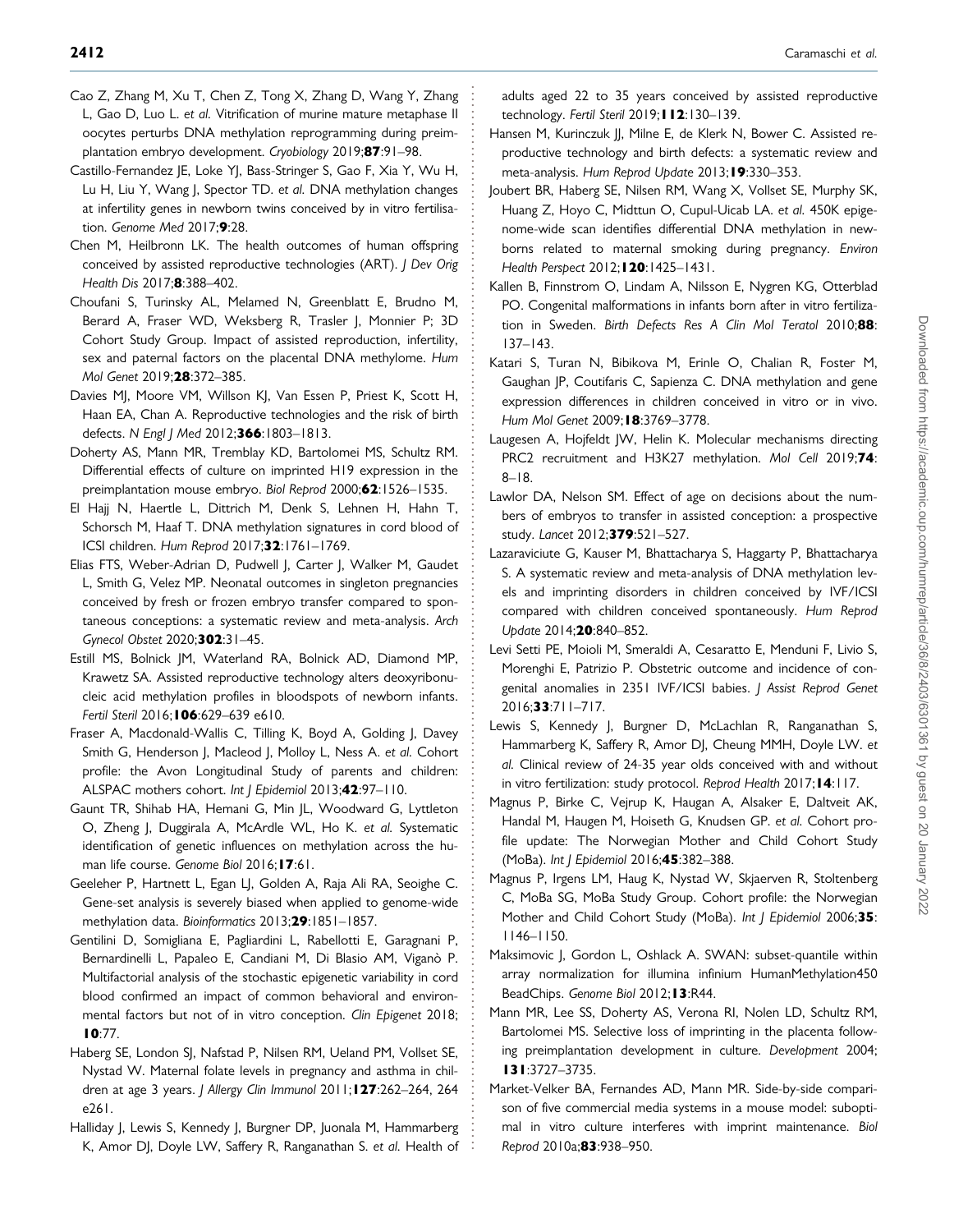Cao Z, Zhang M, Xu T, Chen Z, Tong X, Zhang D, Wang Y, Zhang L, Gao D, Luo L. *et al.* Vitrification of murine mature metaphase II oocytes perturbs DNA methylation reprogramming during preimplantation embryo development. *Cryobiology* 2019;**87**:91–98.

Castillo-Fernandez JE, Loke YJ, Bass-Stringer S, Gao F, Xia Y, Wu H, Lu H, Liu Y, Wang J, Spector TD. *et al.* DNA methylation changes at infertility genes in newborn twins conceived by in vitro fertilisation. *Genome Med* 2017;**9**:28.

Chen M, Heilbronn LK. The health outcomes of human offspring conceived by assisted reproductive technologies (ART). *J Dev Orig Health Dis* 2017;**8**:388–402.

Choufani S, Turinsky AL, Melamed N, Greenblatt E, Brudno M, Berard A, Fraser WD, Weksberg R, Trasler J, Monnier P; 3D Cohort Study Group. Impact of assisted reproduction, infertility, sex and paternal factors on the placental DNA methylome. *Hum Mol Genet* 2019;**28**:372–385.

Davies MJ, Moore VM, Willson KJ, Van Essen P, Priest K, Scott H, Haan EA, Chan A. Reproductive technologies and the risk of birth defects. *N Engl J Med* 2012;**366**:1803–1813.

Doherty AS, Mann MR, Tremblay KD, Bartolomei MS, Schultz RM. Differential effects of culture on imprinted H19 expression in the preimplantation mouse embryo. *Biol Reprod* 2000;**62**:1526–1535.

El Hajj N, Haertle L, Dittrich M, Denk S, Lehnen H, Hahn T, Schorsch M, Haaf T. DNA methylation signatures in cord blood of ICSI children. *Hum Reprod* 2017;**32**:1761–1769.

Elias FTS, Weber-Adrian D, Pudwell J, Carter J, Walker M, Gaudet L, Smith G, Velez MP. Neonatal outcomes in singleton pregnancies conceived by fresh or frozen embryo transfer compared to spontaneous conceptions: a systematic review and meta-analysis. *Arch Gynecol Obstet* 2020;**302**:31–45.

Estill MS, Bolnick JM, Waterland RA, Bolnick AD, Diamond MP, Krawetz SA. Assisted reproductive technology alters deoxyribonucleic acid methylation profiles in bloodspots of newborn infants. *Fertil Steril* 2016;**106**:629–639 e610.

Fraser A, Macdonald-Wallis C, Tilling K, Boyd A, Golding J, Davey Smith G, Henderson J, Macleod J, Molloy L, Ness A. *et al.* Cohort profile: the Avon Longitudinal Study of parents and children: ALSPAC mothers cohort. *Int J Epidemiol* 2013;**42**:97–110.

Gaunt TR, Shihab HA, Hemani G, Min JL, Woodward G, Lyttleton O, Zheng J, Duggirala A, McArdle WL, Ho K. *et al.* Systematic identification of genetic influences on methylation across the human life course. *Genome Biol* 2016;**17**:61.

Geeleher P, Hartnett L, Egan LJ, Golden A, Raja Ali RA, Seoighe C. Gene-set analysis is severely biased when applied to genome-wide methylation data. *Bioinformatics* 2013;**29**:1851–1857.

Gentilini D, Somigliana E, Pagliardini L, Rabellotti E, Garagnani P, Bernardinelli L, Papaleo E, Candiani M, Di Blasio AM, Viganò P. Multifactorial analysis of the stochastic epigenetic variability in cord blood confirmed an impact of common behavioral and environmental factors but not of in vitro conception. *Clin Epigenet* 2018; **10**:77.

Haberg SE, London SJ, Nafstad P, Nilsen RM, Ueland PM, Vollset SE, Nystad W. Maternal folate levels in pregnancy and asthma in children at age 3 years. *J Allergy Clin Immunol* 2011;**127**:262–264, 264 e261.

Halliday J, Lewis S, Kennedy J, Burgner DP, Juonala M, Hammarberg K, Amor DJ, Doyle LW, Saffery R, Ranganathan S. *et al.* Health of adults aged 22 to 35 years conceived by assisted reproductive technology. *Fertil Steril* 2019;**112**:130–139.

Hansen M, Kurinczuk JJ, Milne E, de Klerk N, Bower C. Assisted reproductive technology and birth defects: a systematic review and meta-analysis. *Hum Reprod Update* 2013;**19**:330–353.

Joubert BR, Haberg SE, Nilsen RM, Wang X, Vollset SE, Murphy SK, Huang Z, Hoyo C, Midttun O, Cupul-Uicab LA. *et al.* 450K epigenome-wide scan identifies differential DNA methylation in newborns related to maternal smoking during pregnancy. *Environ Health Perspect* 2012;**120**:1425–1431.

Kallen B, Finnstrom O, Lindam A, Nilsson E, Nygren KG, Otterblad PO. Congenital malformations in infants born after in vitro fertilization in Sweden. *Birth Defects Res A Clin Mol Teratol* 2010;**88**: 137–143.

Katari S, Turan N, Bibikova M, Erinle O, Chalian R, Foster M, Gaughan JP, Coutifaris C, Sapienza C. DNA methylation and gene expression differences in children conceived in vitro or in vivo. *Hum Mol Genet* 2009;**18**:3769–3778.

Laugesen A, Hojfeldt JW, Helin K. Molecular mechanisms directing PRC2 recruitment and H3K27 methylation. *Mol Cell* 2019;**74**: 8–18.

Lawlor DA, Nelson SM. Effect of age on decisions about the numbers of embryos to transfer in assisted conception: a prospective study. *Lancet* 2012;**379**:521–527.

Lazaraviciute G, Kauser M, Bhattacharya S, Haggarty P, Bhattacharya S. A systematic review and meta-analysis of DNA methylation levels and imprinting disorders in children conceived by IVF/ICSI compared with children conceived spontaneously. *Hum Reprod Update* 2014;**20**:840–852.

Levi Setti PE, Moioli M, Smeraldi A, Cesaratto E, Menduni F, Livio S, Morenghi E, Patrizio P. Obstetric outcome and incidence of congenital anomalies in 2351 IVF/ICSI babies. *J Assist Reprod Genet* 2016;**33**:711–717.

Lewis S, Kennedy J, Burgner D, McLachlan R, Ranganathan S, Hammarberg K, Saffery R, Amor DJ, Cheung MMH, Doyle LW. *et al.* Clinical review of 24-35 year olds conceived with and without in vitro fertilization: study protocol. *Reprod Health* 2017;**14**:117.

Magnus P, Birke C, Vejrup K, Haugan A, Alsaker E, Daltveit AK, Handal M, Haugen M, Hoiseth G, Knudsen GP. *et al.* Cohort profile update: The Norwegian Mother and Child Cohort Study (MoBa). *Int J Epidemiol* 2016;**45**:382–388.

Magnus P, Irgens LM, Haug K, Nystad W, Skjaerven R, Stoltenberg C, MoBa SG, MoBa Study Group. Cohort profile: the Norwegian Mother and Child Cohort Study (MoBa). *Int J Epidemiol* 2006;**35**: 1146–1150.

Maksimovic J, Gordon L, Oshlack A. SWAN: subset-quantile within array normalization for illumina infinium HumanMethylation450 BeadChips. *Genome Biol* 2012;**13**:R44.

Mann MR, Lee SS, Doherty AS, Verona RI, Nolen LD, Schultz RM, Bartolomei MS. Selective loss of imprinting in the placenta following preimplantation development in culture. *Development* 2004; **131**:3727–3735.

Market-Velker BA, Fernandes AD, Mann MR. Side-by-side comparison of five commercial media systems in a mouse model: suboptimal in vitro culture interferes with imprint maintenance. *Biol Reprod* 2010a;**83**:938–950.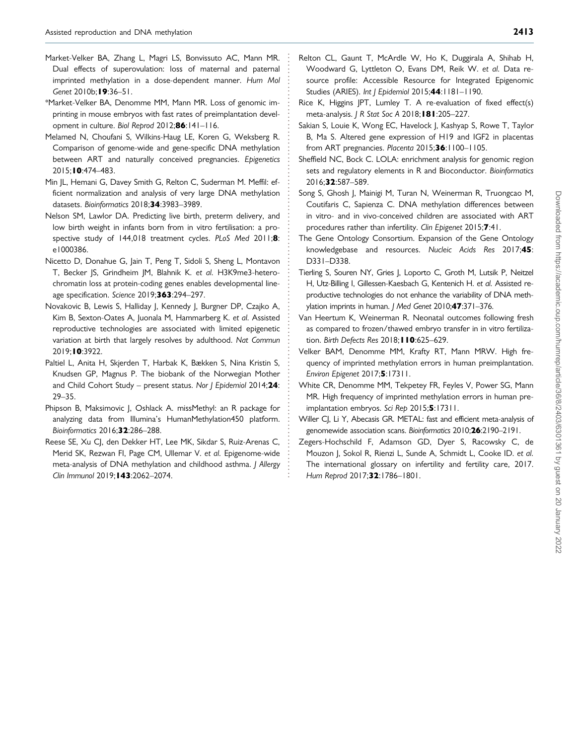Market-Velker BA, Zhang L, Magri LS, Bonvissuto AC, Mann MR. Dual effects of superovulation: loss of maternal and paternal imprinted methylation in a dose-dependent manner. *Hum Mol Genet* 2010b;**19**:36–51.

*Market-Velker BA, Denomme MM, Mann MR. Loss of genomic imprinting in mouse embryos with fast rates of preimplantation development in culture. *Biol Reprod* 2012;**86**:141–116.

Melamed N, Choufani S, Wilkins-Haug LE, Koren G, Weksberg R. Comparison of genome-wide and gene-specific DNA methylation between ART and naturally conceived pregnancies. *Epigenetics* 2015;**10**:474–483.

Min JL, Hemani G, Davey Smith G, Relton C, Suderman M. Meffil: efficient normalization and analysis of very large DNA methylation datasets. *Bioinformatics* 2018;**34**:3983–3989.

Nelson SM, Lawlor DA. Predicting live birth, preterm delivery, and low birth weight in infants born from in vitro fertilisation: a prospective study of 144,018 treatment cycles. *PLoS Med* 2011;**8**: e1000386.

Nicetto D, Donahue G, Jain T, Peng T, Sidoli S, Sheng L, Montavon T, Becker JS, Grindheim JM, Blahnik K. *et al.* H3K9me3-heterochromatin loss at protein-coding genes enables developmental lineage specification. *Science* 2019;**363**:294–297.

Novakovic B, Lewis S, Halliday J, Kennedy J, Burgner DP, Czajko A, Kim B, Sexton-Oates A, Juonala M, Hammarberg K. *et al.* Assisted reproductive technologies are associated with limited epigenetic variation at birth that largely resolves by adulthood. *Nat Commun* 2019;**10**:3922.

Paltiel L, Anita H, Skjerden T, Harbak K, Bækken S, Nina Kristin S, Knudsen GP, Magnus P. The biobank of the Norwegian Mother and Child Cohort Study – present status. *Nor J Epidemiol* 2014;**24**: 29–35.

Phipson B, Maksimovic J, Oshlack A. missMethyl: an R package for analyzing data from Illumina's HumanMethylation450 platform. *Bioinformatics* 2016;**32**:286–288.

Reese SE, Xu CJ, den Dekker HT, Lee MK, Sikdar S, Ruiz-Arenas C, Merid SK, Rezwan FI, Page CM, Ullemar V. *et al.* Epigenome-wide meta-analysis of DNA methylation and childhood asthma. *J Allergy Clin Immunol* 2019;**143**:2062–2074.

Relton CL, Gaunt T, McArdle W, Ho K, Duggirala A, Shihab H, Woodward G, Lyttleton O, Evans DM, Reik W. *et al.* Data resource profile: Accessible Resource for Integrated Epigenomic Studies (ARIES). *Int J Epidemiol* 2015;**44**:1181–1190.

Rice K, Higgins JPT, Lumley T. A re-evaluation of fixed effect(s) meta-analysis. *J R Stat Soc A* 2018;**181**:205–227.

Sakian S, Louie K, Wong EC, Havelock J, Kashyap S, Rowe T, Taylor B, Ma S. Altered gene expression of H19 and IGF2 in placentas from ART pregnancies. *Placenta* 2015;**36**:1100–1105.

Sheffield NC, Bock C. LOLA: enrichment analysis for genomic region sets and regulatory elements in R and Bioconductor. *Bioinformatics* 2016;**32**:587–589.

Song S, Ghosh J, Mainigi M, Turan N, Weinerman R, Truongcao M, Coutifaris C, Sapienza C. DNA methylation differences between in vitro- and in vivo-conceived children are associated with ART procedures rather than infertility. *Clin Epigenet* 2015;**7**:41.

The Gene Ontology Consortium. Expansion of the Gene Ontology knowledgebase and resources. *Nucleic Acids Res* 2017;**45**: D331–D338.

Tierling S, Souren NY, Gries J, Loporto C, Groth M, Lutsik P, Neitzel H, Utz-Billing I, Gillessen-Kaesbach G, Kentenich H. *et al.* Assisted reproductive technologies do not enhance the variability of DNA methylation imprints in human. *J Med Genet* 2010;**47**:371–376.

Van Heertum K, Weinerman R. Neonatal outcomes following fresh as compared to frozen/thawed embryo transfer in in vitro fertilization. *Birth Defects Res* 2018;**110**:625–629.

Velker BAM, Denomme MM, Krafty RT, Mann MRW. High frequency of imprinted methylation errors in human preimplantation. *Environ Epigenet* 2017;**5**:17311.

White CR, Denomme MM, Tekpetey FR, Feyles V, Power SG, Mann MR. High frequency of imprinted methylation errors in human preimplantation embryos. *Sci Rep* 2015;**5**:17311.

Willer CJ, Li Y, Abecasis GR. METAL: fast and efficient meta-analysis of genomewide association scans. *Bioinformatics* 2010;**26**:2190–2191.

Zegers-Hochschild F, Adamson GD, Dyer S, Racowsky C, de Mouzon J, Sokol R, Rienzi L, Sunde A, Schmidt L, Cooke ID. *et al.* The international glossary on infertility and fertility care, 2017. *Hum Reprod* 2017;**32**:1786–1801.